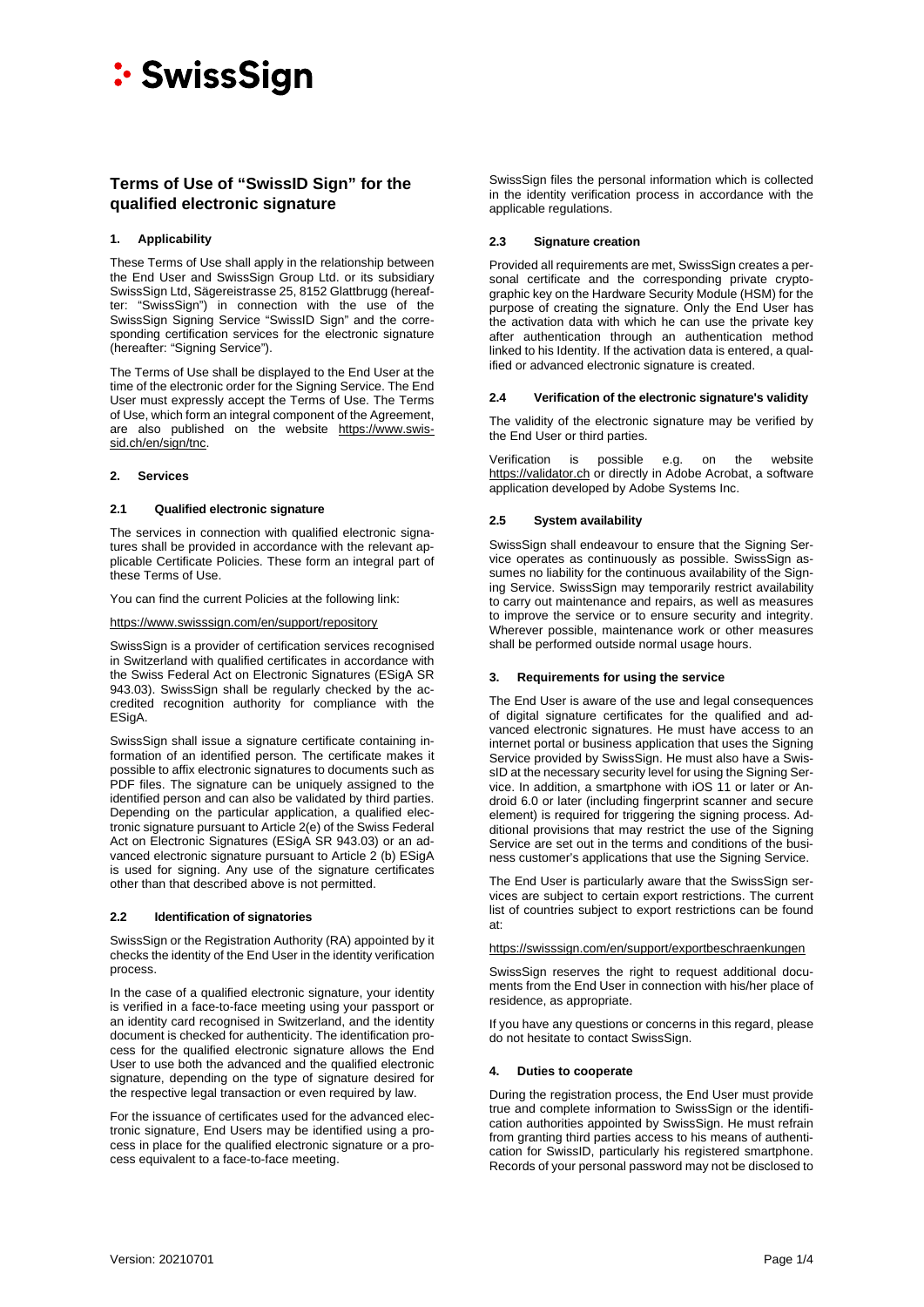# Terms of Use of "SwissID Sign" for the qualified electronic signature

## 1. Applicability

These Terms of Use shall apply in the relationship between the End User and SwissSign Group Ltd. or its subsidiary SwissSign Ltd, Sägereistrasse 25, 8152 Glattbrugg (hereafter: "SwissSign") in connection with the use of the SwissSign Signing Service "SwissID Sign" and the corresponding certification services for the electronic signature (hereafter: "Signing Service").

The Terms of Use shall be displayed to the End User at the time of the electronic order for the Signing Service. The End User must expressly accept the Terms of Use. The Terms of Use, which form an integral component of the Agreement, are also published on the website https://www.swissid.ch/en/sign/tnc.

## 2. Services

### 2.1 Qualified electronic signature

The services in connection with qualified electronic signatures shall be provided in accordance with the relevant applicable Certificate Policies. These form an integral part of these Terms of Use.

You can find the current Policies at the following link:

https://www.swisssign.com/en/support/repository

SwissSign is a provider of certification services recognised in Switzerland with qualified certificates in accordance with the Swiss Federal Act on Electronic Signatures (ESigA SR 943.03). SwissSign shall be regularly checked by the accredited recognition authority for compliance with the ESigA.

SwissSign shall issue a signature certificate containing information of an identified person. The certificate makes it possible to affix electronic signatures to documents such as PDF files. The signature can be uniquely assigned to the identified person and can also be validated by third parties. Depending on the particular application, a qualified electronic signature pursuant to Article 2(e) of the Swiss Federal Act on Electronic Signatures (ESigA SR 943.03) or an advanced electronic signature pursuant to Article 2 (b) ESigA is used for signing. Any use of the signature certificates other than that described above is not permitted.

### 2.2 Identification of signatories

SwissSign or the Registration Authority (RA) appointed by it checks the identity of the End User in the identity verification process.

In the case of a qualified electronic signature, your identity is verified in a face-to-face meeting using your passport or an identity card recognised in Switzerland, and the identity document is checked for authenticity. The identification process for the qualified electronic signature allows the End User to use both the advanced and the qualified electronic signature, depending on the type of signature desired for the respective legal transaction or even required by law.

For the issuance of certificates used for the advanced electronic signature, End Users may be identified using a process in place for the qualified electronic signature or a process equivalent to a face-to-face meeting.

SwissSign files the personal information which is collected in the identity verification process in accordance with the applicable regulations.

### 2.3 Signature creation

Provided all requirements are met, SwissSign creates a personal certificate and the corresponding private cryptographic key on the Hardware Security Module (HSM) for the purpose of creating the signature. Only the End User has the activation data with which he can use the private key after authentication through an authentication method linked to his Identity. If the activation data is entered, a qualified or advanced electronic signature is created.

### 2.4 Verification of the electronic signature's validity

The validity of the electronic signature may be verified by the End User or third parties.

Verification is possible e.g. on the website https://validator.ch or directly in Adobe Acrobat, a software application developed by Adobe Systems Inc.

### 2.5 System availability

SwissSign shall endeavour to ensure that the Signing Service operates as continuously as possible. SwissSign assumes no liability for the continuous availability of the Signing Service. SwissSign may temporarily restrict availability to carry out maintenance and repairs, as well as measures to improve the service or to ensure security and integrity. Wherever possible, maintenance work or other measures shall be performed outside normal usage hours.

## 3. Requirements for using the service

The End User is aware of the use and legal consequences of digital signature certificates for the qualified and advanced electronic signatures. He must have access to an internet portal or business application that uses the Signing Service provided by SwissSign. He must also have a SwissID at the necessary security level for using the Signing Service. In addition, a smartphone with iOS 11 or later or Android 6.0 or later (including fingerprint scanner and secure element) is required for triggering the signing process. Additional provisions that may restrict the use of the Signing Service are set out in the terms and conditions of the business customer's applications that use the Signing Service.

The End User is particularly aware that the SwissSign services are subject to certain export restrictions. The current list of countries subject to export restrictions can be found at:

https://swisssign.com/en/support/exportbeschraenkungen

SwissSign reserves the right to request additional documents from the End User in connection with his/her place of residence, as appropriate.

If you have any questions or concerns in this regard, please do not hesitate to contact SwissSign.

## 4. Duties to cooperate

During the registration process, the End User must provide true and complete information to SwissSign or the identification authorities appointed by SwissSign. He must refrain from granting third parties access to his means of authentication for SwissID, particularly his registered smartphone. Records of your personal password may not be disclosed to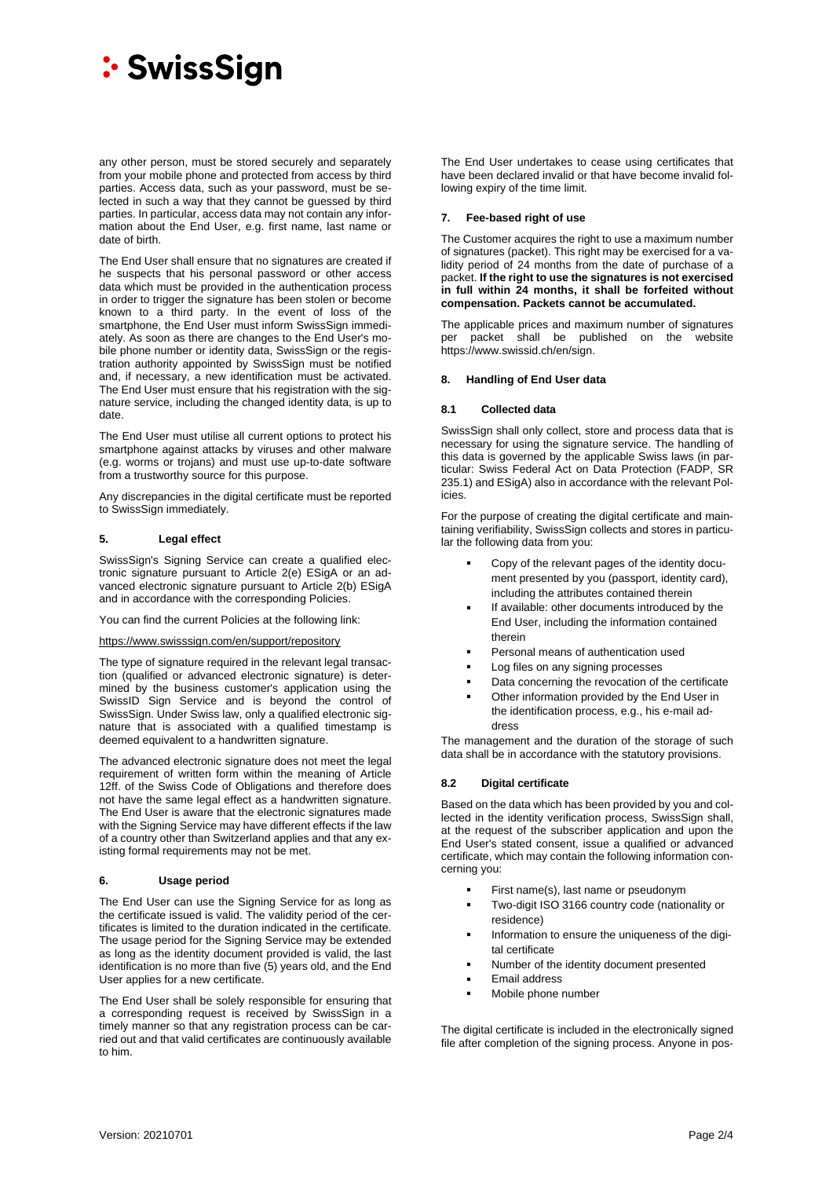any other person, must be stored securely and separately from your mobile phone and protected from access by third parties. Access data, such as your password, must be selected in such a way that they cannot be guessed by third parties. In particular, access data may not contain any information about the End User, e.g. first name, last name or date of birth.

The End User shall ensure that no signatures are created if he suspects that his personal password or other access data which must be provided in the authentication process in order to trigger the signature has been stolen or become known to a third party. In the event of loss of the smartphone, the End User must inform SwissSign immediately. As soon as there are changes to the End User's mobile phone number or identity data, SwissSign or the registration authority appointed by SwissSign must be notified and, if necessary, a new identification must be activated. The End User must ensure that his registration with the signature service, including the changed identity data, is up to date.

The End User must utilise all current options to protect his smartphone against attacks by viruses and other malware (e.g. worms or trojans) and must use up-to-date software from a trustworthy source for this purpose.

Any discrepancies in the digital certificate must be reported to SwissSign immediately.

## 5. Legal effect

SwissSign's Signing Service can create a qualified electronic signature pursuant to Article 2(e) ESigA or an advanced electronic signature pursuant to Article 2(b) ESigA and in accordance with the corresponding Policies.

You can find the current Policies at the following link:

https://www.swisssign.com/en/support/repository

The type of signature required in the relevant legal transaction (qualified or advanced electronic signature) is determined by the business customer's application using the SwissID Sign Service and is beyond the control of SwissSign. Under Swiss law, only a qualified electronic signature that is associated with a qualified timestamp is deemed equivalent to a handwritten signature.

The advanced electronic signature does not meet the legal requirement of written form within the meaning of Article 12ff. of the Swiss Code of Obligations and therefore does not have the same legal effect as a handwritten signature. The End User is aware that the electronic signatures made with the Signing Service may have different effects if the law of a country other than Switzerland applies and that any existing formal requirements may not be met.

## 6. Usage period

The End User can use the Signing Service for as long as the certificate issued is valid. The validity period of the certificates is limited to the duration indicated in the certificate. The usage period for the Signing Service may be extended as long as the identity document provided is valid, the last identification is no more than five (5) years old, and the End User applies for a new certificate.

The End User shall be solely responsible for ensuring that a corresponding request is received by SwissSign in a timely manner so that any registration process can be carried out and that valid certificates are continuously available to him.

The End User undertakes to cease using certificates that have been declared invalid or that have become invalid following expiry of the time limit.

## 7. Fee-based right of use

The Customer acquires the right to use a maximum number of signatures (packet). This right may be exercised for a validity period of 24 months from the date of purchase of a packet. **If the right to use the signatures is not exercised in full within 24 months, it shall be forfeited without compensation. Packets cannot be accumulated.**

The applicable prices and maximum number of signatures per packet shall be published on the website https://www.swissid.ch/en/sign.

## 8. Handling of End User data

### 8.1 Collected data

SwissSign shall only collect, store and process data that is necessary for using the signature service. The handling of this data is governed by the applicable Swiss laws (in particular: Swiss Federal Act on Data Protection (FADP, SR 235.1) and ESigA) also in accordance with the relevant Policies.

For the purpose of creating the digital certificate and maintaining verifiability, SwissSign collects and stores in particular the following data from you:

- Copy of the relevant pages of the identity document presented by you (passport, identity card), including the attributes contained therein
- If available: other documents introduced by the End User, including the information contained therein
- Personal means of authentication used
- Log files on any signing processes
- Data concerning the revocation of the certificate
- Other information provided by the End User in the identification process, e.g., his e-mail address

The management and the duration of the storage of such data shall be in accordance with the statutory provisions.

### 8.2 Digital certificate

Based on the data which has been provided by you and collected in the identity verification process, SwissSign shall, at the request of the subscriber application and upon the End User's stated consent, issue a qualified or advanced certificate, which may contain the following information concerning you:

- First name(s), last name or pseudonym
- Two-digit ISO 3166 country code (nationality or residence)
- Information to ensure the uniqueness of the digital certificate
- Number of the identity document presented
- Email address
- Mobile phone number

The digital certificate is included in the electronically signed file after completion of the signing process. Anyone in pos-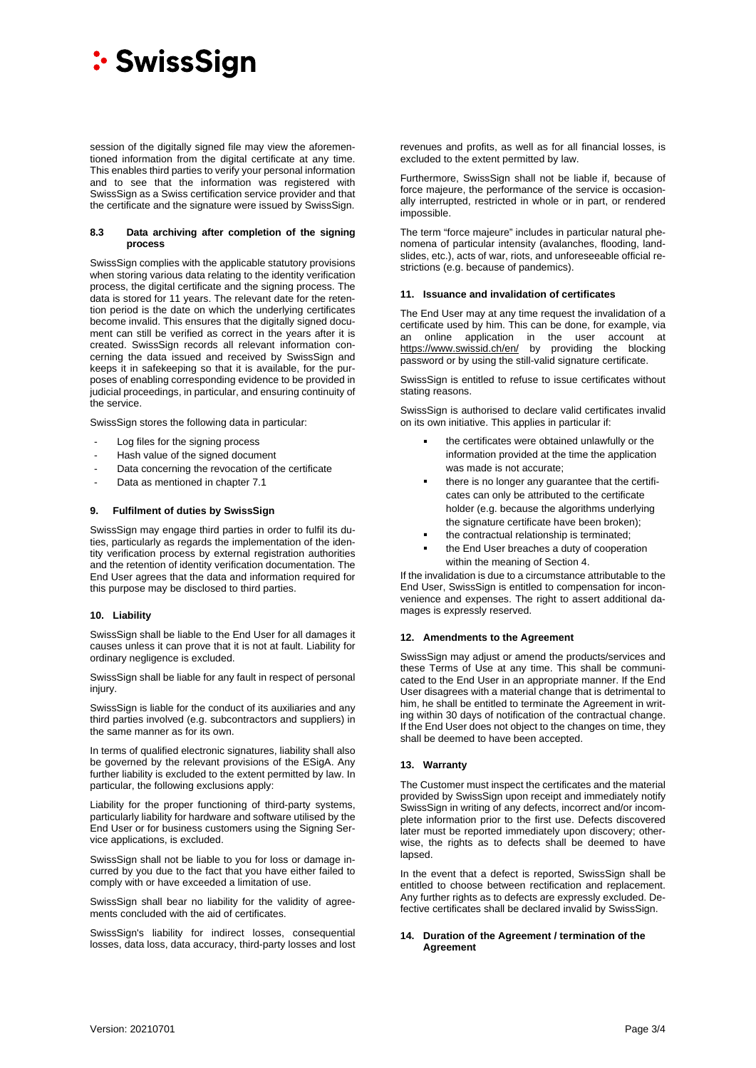session of the digitally signed file may view the aforementioned information from the digital certificate at any time. This enables third parties to verify your personal information and to see that the information was registered with SwissSign as a Swiss certification service provider and that the certificate and the signature were issued by SwissSign.

### 8.3 Data archiving after completion of the signing process

SwissSign complies with the applicable statutory provisions when storing various data relating to the identity verification process, the digital certificate and the signing process. The data is stored for 11 years. The relevant date for the retention period is the date on which the underlying certificates become invalid. This ensures that the digitally signed document can still be verified as correct in the years after it is created. SwissSign records all relevant information concerning the data issued and received by SwissSign and keeps it in safekeeping so that it is available, for the purposes of enabling corresponding evidence to be provided in judicial proceedings, in particular, and ensuring continuity of the service.

SwissSign stores the following data in particular:

- Log files for the signing process
- Hash value of the signed document
- Data concerning the revocation of the certificate
- Data as mentioned in chapter 7.1

## 9. Fulfilment of duties by SwissSign

SwissSign may engage third parties in order to fulfil its duties, particularly as regards the implementation of the identity verification process by external registration authorities and the retention of identity verification documentation. The End User agrees that the data and information required for this purpose may be disclosed to third parties.

## 10. Liability

SwissSign shall be liable to the End User for all damages it causes unless it can prove that it is not at fault. Liability for ordinary negligence is excluded.

SwissSign shall be liable for any fault in respect of personal injury.

SwissSign is liable for the conduct of its auxiliaries and any third parties involved (e.g. subcontractors and suppliers) in the same manner as for its own.

In terms of qualified electronic signatures, liability shall also be governed by the relevant provisions of the ESigA. Any further liability is excluded to the extent permitted by law. In particular, the following exclusions apply:

Liability for the proper functioning of third-party systems, particularly liability for hardware and software utilised by the End User or for business customers using the Signing Service applications, is excluded.

SwissSign shall not be liable to you for loss or damage incurred by you due to the fact that you have either failed to comply with or have exceeded a limitation of use.

SwissSign shall bear no liability for the validity of agreements concluded with the aid of certificates.

SwissSign's liability for indirect losses, consequential losses, data loss, data accuracy, third-party losses and lost revenues and profits, as well as for all financial losses, is excluded to the extent permitted by law.

Furthermore, SwissSign shall not be liable if, because of force majeure, the performance of the service is occasionally interrupted, restricted in whole or in part, or rendered impossible.

The term "force majeure" includes in particular natural phenomena of particular intensity (avalanches, flooding, landslides, etc.), acts of war, riots, and unforeseeable official restrictions (e.g. because of pandemics).

## 11. Issuance and invalidation of certificates

The End User may at any time request the invalidation of a certificate used by him. This can be done, for example, via an online application in the user account at https://www.swissid.ch/en/ by providing the blocking password or by using the still-valid signature certificate.

SwissSign is entitled to refuse to issue certificates without stating reasons.

SwissSign is authorised to declare valid certificates invalid on its own initiative. This applies in particular if:

- the certificates were obtained unlawfully or the information provided at the time the application was made is not accurate;
- there is no longer any guarantee that the certificates can only be attributed to the certificate holder (e.g. because the algorithms underlying the signature certificate have been broken);
- the contractual relationship is terminated;
- the End User breaches a duty of cooperation within the meaning of Section 4.

If the invalidation is due to a circumstance attributable to the End User, SwissSign is entitled to compensation for inconvenience and expenses. The right to assert additional damages is expressly reserved.

## 12. Amendments to the Agreement

SwissSign may adjust or amend the products/services and these Terms of Use at any time. This shall be communicated to the End User in an appropriate manner. If the End User disagrees with a material change that is detrimental to him, he shall be entitled to terminate the Agreement in writing within 30 days of notification of the contractual change. If the End User does not object to the changes on time, they shall be deemed to have been accepted.

## 13. Warranty

The Customer must inspect the certificates and the material provided by SwissSign upon receipt and immediately notify SwissSign in writing of any defects, incorrect and/or incomplete information prior to the first use. Defects discovered later must be reported immediately upon discovery; otherwise, the rights as to defects shall be deemed to have lapsed.

In the event that a defect is reported, SwissSign shall be entitled to choose between rectification and replacement. Any further rights as to defects are expressly excluded. Defective certificates shall be declared invalid by SwissSign.

## 14. Duration of the Agreement / termination of the Agreement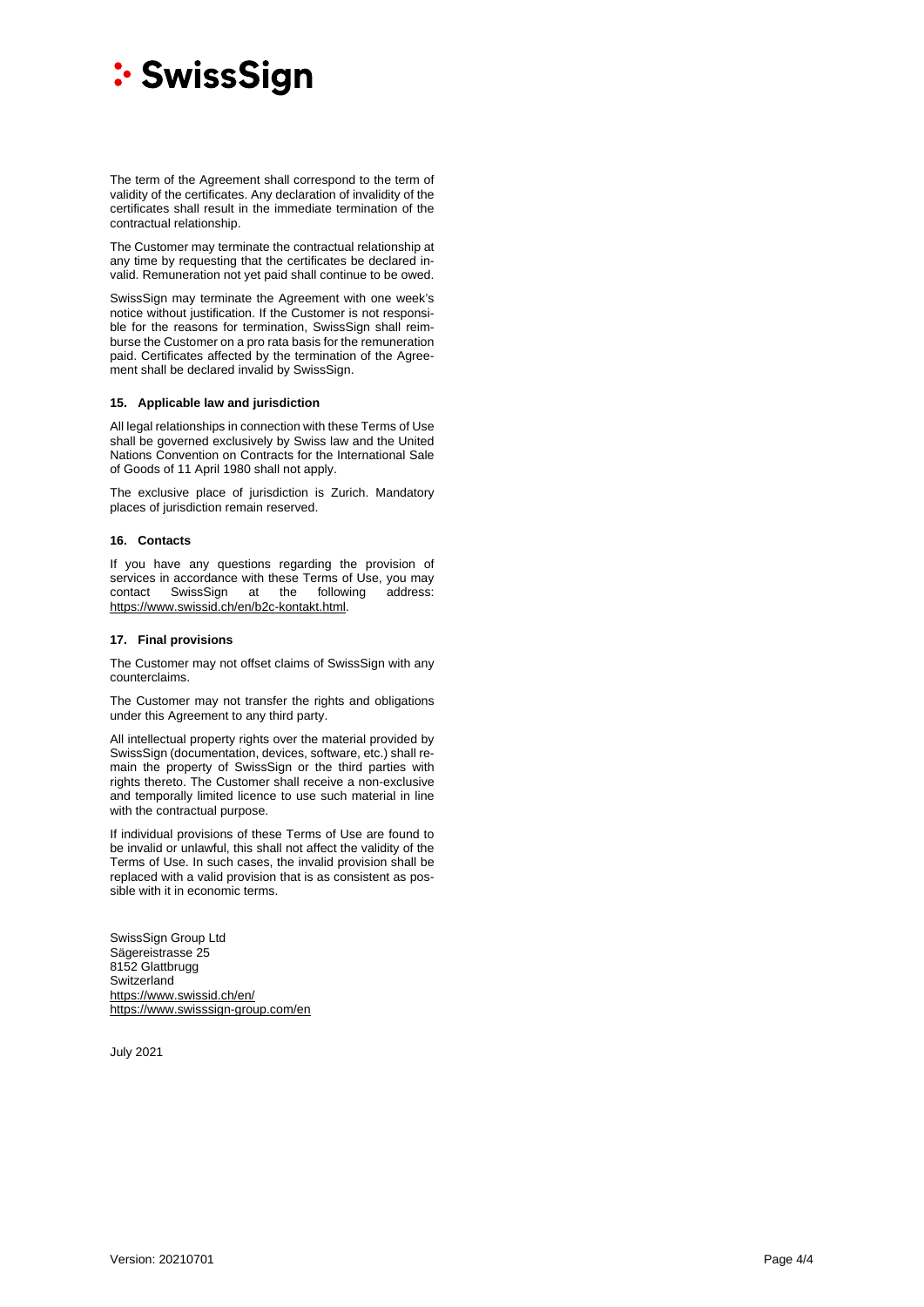The term of the Agreement shall correspond to the term of validity of the certificates. Any declaration of invalidity of the certificates shall result in the immediate termination of the contractual relationship.

The Customer may terminate the contractual relationship at any time by requesting that the certificates be declared invalid. Remuneration not yet paid shall continue to be owed.

SwissSign may terminate the Agreement with one week's notice without justification. If the Customer is not responsible for the reasons for termination, SwissSign shall reimburse the Customer on a pro rata basis for the remuneration paid. Certificates affected by the termination of the Agreement shall be declared invalid by SwissSign.

### 15. Applicable law and jurisdiction

All legal relationships in connection with these Terms of Use shall be governed exclusively by Swiss law and the United Nations Convention on Contracts for the International Sale of Goods of 11 April 1980 shall not apply.

The exclusive place of jurisdiction is Zurich. Mandatory places of jurisdiction remain reserved.

### 16. Contacts

If you have any questions regarding the provision of services in accordance with these Terms of Use, you may contact SwissSign at the following address: https://www.swissid.ch/en/b2c-kontakt.html.

### 17. Final provisions

The Customer may not offset claims of SwissSign with any counterclaims.

The Customer may not transfer the rights and obligations under this Agreement to any third party.

All intellectual property rights over the material provided by SwissSign (documentation, devices, software, etc.) shall remain the property of SwissSign or the third parties with rights thereto. The Customer shall receive a non-exclusive and temporally limited licence to use such material in line with the contractual purpose.

If individual provisions of these Terms of Use are found to be invalid or unlawful, this shall not affect the validity of the Terms of Use. In such cases, the invalid provision shall be replaced with a valid provision that is as consistent as possible with it in economic terms.

SwissSign Group Ltd
Sägereistrasse 25
8152 Glattbrugg
Switzerland
https://www.swissid.ch/en/
https://www.swisssign-group.com/en

July 2021